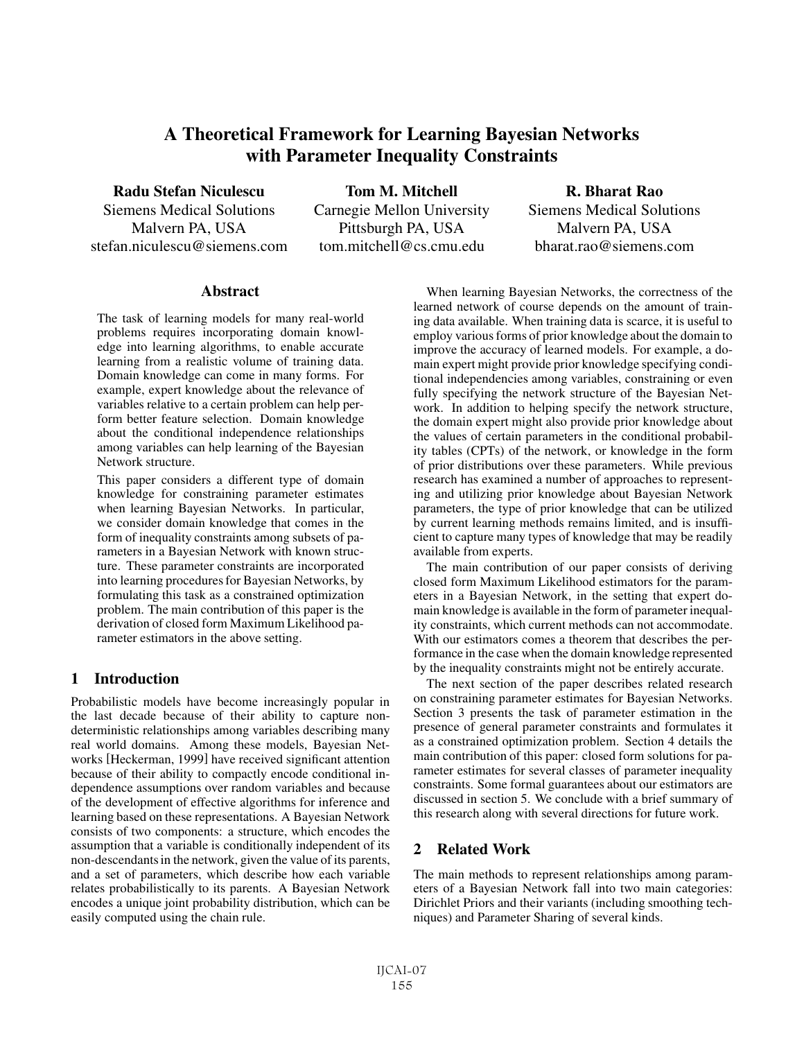# A Theoretical Framework for Learning Bayesian Networks with Parameter Inequality Constraints

**Radu Stefan Niculescu**
Siemens Medical Solutions
Malvern PA, USA
stefan.niculescu@siemens.com

**Tom M. Mitchell**
Carnegie Mellon University
Pittsburgh PA, USA
tom.mitchell@cs.cmu.edu

**R. Bharat Rao**
Siemens Medical Solutions
Malvern PA, USA
bharat.rao@siemens.com

## Abstract

The task of learning models for many real-world problems requires incorporating domain knowledge into learning algorithms, to enable accurate learning from a realistic volume of training data. Domain knowledge can come in many forms. For example, expert knowledge about the relevance of variables relative to a certain problem can help perform better feature selection. Domain knowledge about the conditional independence relationships among variables can help learning of the Bayesian Network structure.

This paper considers a different type of domain knowledge for constraining parameter estimates when learning Bayesian Networks. In particular, we consider domain knowledge that comes in the form of inequality constraints among subsets of parameters in a Bayesian Network with known structure. These parameter constraints are incorporated into learning procedures for Bayesian Networks, by formulating this task as a constrained optimization problem. The main contribution of this paper is the derivation of closed form Maximum Likelihood parameter estimators in the above setting.

## 1 Introduction

Probabilistic models have become increasingly popular in the last decade because of their ability to capture non-deterministic relationships among variables describing many real world domains. Among these models, Bayesian Networks [Heckerman, 1999] have received significant attention because of their ability to compactly encode conditional independence assumptions over random variables and because of the development of effective algorithms for inference and learning based on these representations. A Bayesian Network consists of two components: a structure, which encodes the assumption that a variable is conditionally independent of its non-descendants in the network, given the value of its parents, and a set of parameters, which describe how each variable relates probabilistically to its parents. A Bayesian Network encodes a unique joint probability distribution, which can be easily computed using the chain rule.

When learning Bayesian Networks, the correctness of the learned network of course depends on the amount of training data available. When training data is scarce, it is useful to employ various forms of prior knowledge about the domain to improve the accuracy of learned models. For example, a domain expert might provide prior knowledge specifying conditional independencies among variables, constraining or even fully specifying the network structure of the Bayesian Network. In addition to helping specify the network structure, the domain expert might also provide prior knowledge about the values of certain parameters in the conditional probability tables (CPTs) of the network, or knowledge in the form of prior distributions over these parameters. While previous research has examined a number of approaches to representing and utilizing prior knowledge about Bayesian Network parameters, the type of prior knowledge that can be utilized by current learning methods remains limited, and is insufficient to capture many types of knowledge that may be readily available from experts.

The main contribution of our paper consists of deriving closed form Maximum Likelihood estimators for the parameters in a Bayesian Network, in the setting that expert domain knowledge is available in the form of parameter inequality constraints, which current methods can not accommodate. With our estimators comes a theorem that describes the performance in the case when the domain knowledge represented by the inequality constraints might not be entirely accurate.

The next section of the paper describes related research on constraining parameter estimates for Bayesian Networks. Section 3 presents the task of parameter estimation in the presence of general parameter constraints and formulates it as a constrained optimization problem. Section 4 details the main contribution of this paper: closed form solutions for parameter estimates for several classes of parameter inequality constraints. Some formal guarantees about our estimators are discussed in section 5. We conclude with a brief summary of this research along with several directions for future work.

## 2 Related Work

The main methods to represent relationships among parameters of a Bayesian Network fall into two main categories: Dirichlet Priors and their variants (including smoothing techniques) and Parameter Sharing of several kinds.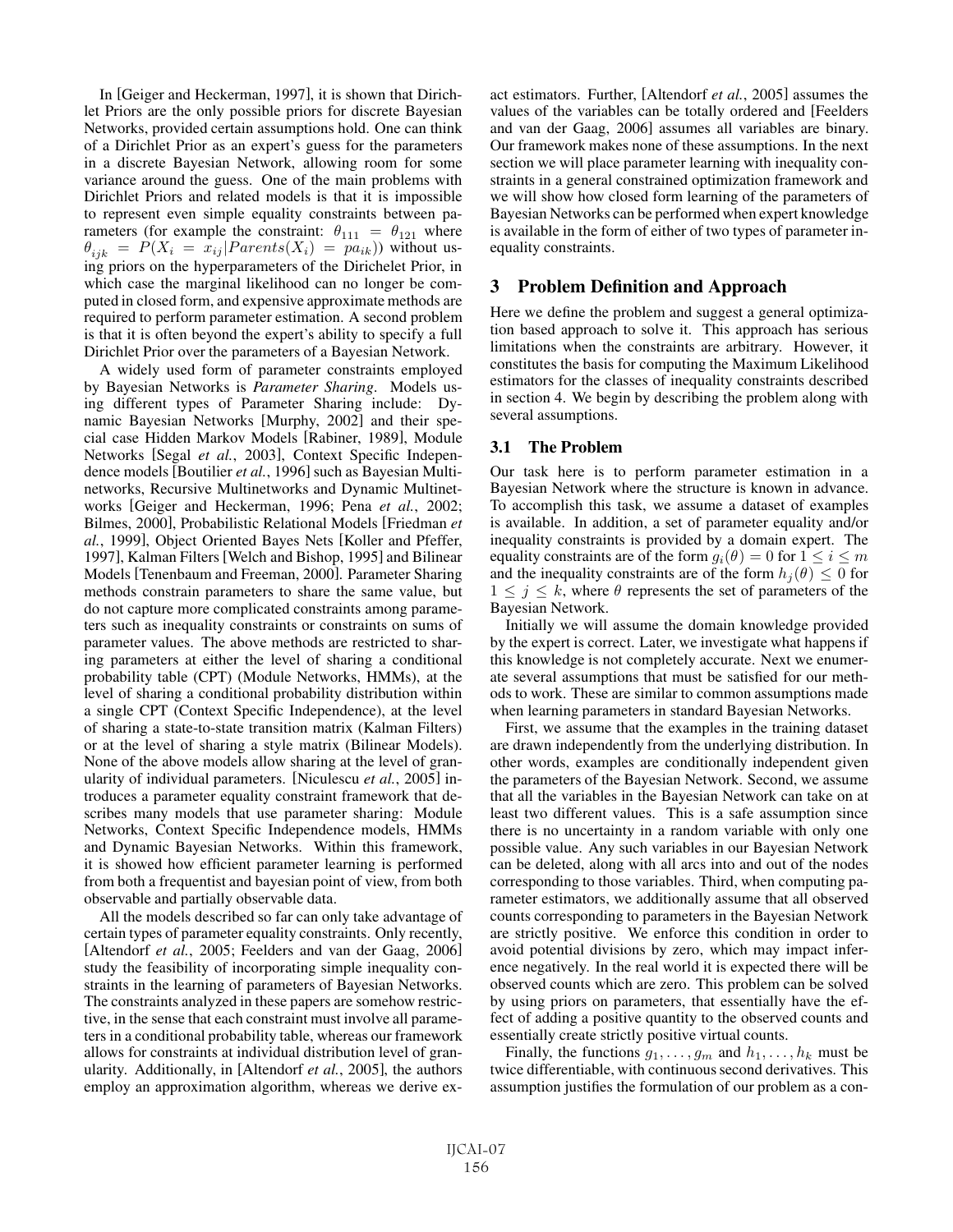In [Geiger and Heckerman, 1997], it is shown that Dirichlet Priors are the only possible priors for discrete Bayesian Networks, provided certain assumptions hold. One can think of a Dirichlet Prior as an expert's guess for the parameters in a discrete Bayesian Network, allowing room for some variance around the guess. One of the main problems with Dirichlet Priors and related models is that it is impossible to represent even simple equality constraints between parameters (for example the constraint: $\theta_{111} = \theta_{121}$ where $\theta_{ijk} = P(X_i = x_{ij}|Parents(X_i) = pa_{ik})$) without using priors on the hyperparameters of the Dirichelet Prior, in which case the marginal likelihood can no longer be computed in closed form, and expensive approximate methods are required to perform parameter estimation. A second problem is that it is often beyond the expert's ability to specify a full Dirichlet Prior over the parameters of a Bayesian Network.

A widely used form of parameter constraints employed by Bayesian Networks is *Parameter Sharing*. Models using different types of Parameter Sharing include: Dynamic Bayesian Networks [Murphy, 2002] and their special case Hidden Markov Models [Rabiner, 1989], Module Networks [Segal *et al.*, 2003], Context Specific Independence models [Boutilier *et al.*, 1996] such as Bayesian Multinetworks, Recursive Multinetworks and Dynamic Multinetworks [Geiger and Heckerman, 1996; Pena *et al.*, 2002; Bilmes, 2000], Probabilistic Relational Models [Friedman *et al.*, 1999], Object Oriented Bayes Nets [Koller and Pfeffer, 1997], Kalman Filters [Welch and Bishop, 1995] and Bilinear Models [Tenenbaum and Freeman, 2000]. Parameter Sharing methods constrain parameters to share the same value, but do not capture more complicated constraints among parameters such as inequality constraints or constraints on sums of parameter values. The above methods are restricted to sharing parameters at either the level of sharing a conditional probability table (CPT) (Module Networks, HMMs), at the level of sharing a conditional probability distribution within a single CPT (Context Specific Independence), at the level of sharing a state-to-state transition matrix (Kalman Filters) or at the level of sharing a style matrix (Bilinear Models). None of the above models allow sharing at the level of granularity of individual parameters. [Niculescu *et al.*, 2005] introduces a parameter equality constraint framework that describes many models that use parameter sharing: Module Networks, Context Specific Independence models, HMMs and Dynamic Bayesian Networks. Within this framework, it is showed how efficient parameter learning is performed from both a frequentist and bayesian point of view, from both observable and partially observable data.

All the models described so far can only take advantage of certain types of parameter equality constraints. Only recently, [Altendorf *et al.*, 2005; Feelders and van der Gaag, 2006] study the feasibility of incorporating simple inequality constraints in the learning of parameters of Bayesian Networks. The constraints analyzed in these papers are somehow restrictive, in the sense that each constraint must involve all parameters in a conditional probability table, whereas our framework allows for constraints at individual distribution level of granularity. Additionally, in [Altendorf *et al.*, 2005], the authors employ an approximation algorithm, whereas we derive exact estimators. Further, [Altendorf *et al.*, 2005] assumes the values of the variables can be totally ordered and [Feelders and van der Gaag, 2006] assumes all variables are binary. Our framework makes none of these assumptions. In the next section we will place parameter learning with inequality constraints in a general constrained optimization framework and we will show how closed form learning of the parameters of Bayesian Networks can be performed when expert knowledge is available in the form of either of two types of parameter inequality constraints.

## 3 Problem Definition and Approach

Here we define the problem and suggest a general optimization based approach to solve it. This approach has serious limitations when the constraints are arbitrary. However, it constitutes the basis for computing the Maximum Likelihood estimators for the classes of inequality constraints described in section 4. We begin by describing the problem along with several assumptions.

### 3.1 The Problem

Our task here is to perform parameter estimation in a Bayesian Network where the structure is known in advance. To accomplish this task, we assume a dataset of examples is available. In addition, a set of parameter equality and/or inequality constraints is provided by a domain expert. The equality constraints are of the form $g_i(\theta) = 0$ for $1 \leq i \leq m$ and the inequality constraints are of the form $h_j(\theta) \leq 0$ for $1 \leq j \leq k$, where $\theta$ represents the set of parameters of the Bayesian Network.

Initially we will assume the domain knowledge provided by the expert is correct. Later, we investigate what happens if this knowledge is not completely accurate. Next we enumerate several assumptions that must be satisfied for our methods to work. These are similar to common assumptions made when learning parameters in standard Bayesian Networks.

First, we assume that the examples in the training dataset are drawn independently from the underlying distribution. In other words, examples are conditionally independent given the parameters of the Bayesian Network. Second, we assume that all the variables in the Bayesian Network can take on at least two different values. This is a safe assumption since there is no uncertainty in a random variable with only one possible value. Any such variables in our Bayesian Network can be deleted, along with all arcs into and out of the nodes corresponding to those variables. Third, when computing parameter estimators, we additionally assume that all observed counts corresponding to parameters in the Bayesian Network are strictly positive. We enforce this condition in order to avoid potential divisions by zero, which may impact inference negatively. In the real world it is expected there will be observed counts which are zero. This problem can be solved by using priors on parameters, that essentially have the effect of adding a positive quantity to the observed counts and essentially create strictly positive virtual counts.

Finally, the functions $g_1, \ldots, g_m$ and $h_1, \ldots, h_k$ must be twice differentiable, with continuous second derivatives. This assumption justifies the formulation of our problem as a con-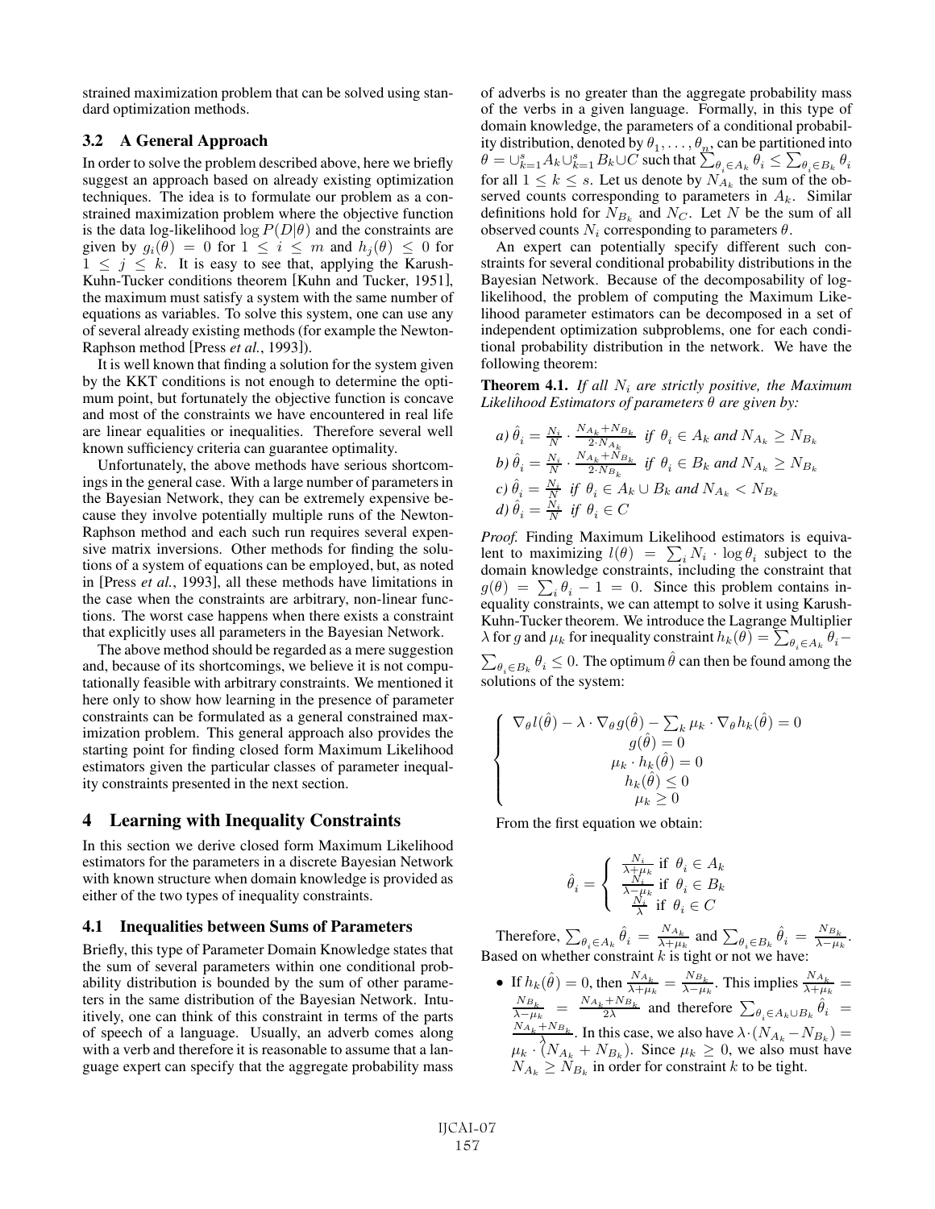strained maximization problem that can be solved using standard optimization methods.

### 3.2 A General Approach

In order to solve the problem described above, here we briefly suggest an approach based on already existing optimization techniques. The idea is to formulate our problem as a constrained maximization problem where the objective function is the data log-likelihood $\log P(D|\theta)$ and the constraints are given by $g_i(\theta) = 0$ for $1 \leq i \leq m$ and $h_j(\theta) \leq 0$ for $1 \leq j \leq k$. It is easy to see that, applying the Karush-Kuhn-Tucker conditions theorem [Kuhn and Tucker, 1951], the maximum must satisfy a system with the same number of equations as variables. To solve this system, one can use any of several already existing methods (for example the Newton-Raphson method [Press *et al.*, 1993]).

It is well known that finding a solution for the system given by the KKT conditions is not enough to determine the optimum point, but fortunately the objective function is concave and most of the constraints we have encountered in real life are linear equalities or inequalities. Therefore several well known sufficiency criteria can guarantee optimality.

Unfortunately, the above methods have serious shortcomings in the general case. With a large number of parameters in the Bayesian Network, they can be extremely expensive because they involve potentially multiple runs of the Newton-Raphson method and each such run requires several expensive matrix inversions. Other methods for finding the solutions of a system of equations can be employed, but, as noted in [Press *et al.*, 1993], all these methods have limitations in the case when the constraints are arbitrary, non-linear functions. The worst case happens when there exists a constraint that explicitly uses all parameters in the Bayesian Network.

The above method should be regarded as a mere suggestion and, because of its shortcomings, we believe it is not computationally feasible with arbitrary constraints. We mentioned it here only to show how learning in the presence of parameter constraints can be formulated as a general constrained maximization problem. This general approach also provides the starting point for finding closed form Maximum Likelihood estimators given the particular classes of parameter inequality constraints presented in the next section.

## 4 Learning with Inequality Constraints

In this section we derive closed form Maximum Likelihood estimators for the parameters in a discrete Bayesian Network with known structure when domain knowledge is provided as either of the two types of inequality constraints.

### 4.1 Inequalities between Sums of Parameters

Briefly, this type of Parameter Domain Knowledge states that the sum of several parameters within one conditional probability distribution is bounded by the sum of other parameters in the same distribution of the Bayesian Network. Intuitively, one can think of this constraint in terms of the parts of speech of a language. Usually, an adverb comes along with a verb and therefore it is reasonable to assume that a language expert can specify that the aggregate probability mass of adverbs is no greater than the aggregate probability mass of the verbs in a given language. Formally, in this type of domain knowledge, the parameters of a conditional probability distribution, denoted by $\theta_1, \ldots, \theta_n$, can be partitioned into $\theta = \cup_{k=1}^{s} A_k \cup_{k=1}^{s} B_k \cup C$ such that $\sum_{\theta_i \in A_k} \theta_i \leq \sum_{\theta_i \in B_k} \theta_i$ for all $1 \leq k \leq s$. Let us denote by $N_{A_k}$ the sum of the observed counts corresponding to parameters in $A_k$. Similar definitions hold for $N_{B_k}$ and $N_C$. Let $N$ be the sum of all observed counts $N_i$ corresponding to parameters $\theta$.

An expert can potentially specify different such constraints for several conditional probability distributions in the Bayesian Network. Because of the decomposability of log-likelihood, the problem of computing the Maximum Likelihood parameter estimators can be decomposed in a set of independent optimization subproblems, one for each conditional probability distribution in the network. We have the following theorem:

**Theorem 4.1.** *If all $N_i$ are strictly positive, the Maximum Likelihood Estimators of parameters $\theta$ are given by:*

*a)* $\hat{\theta}_i = \frac{N_i}{N} \cdot \frac{N_{A_k} + N_{B_k}}{2 \cdot N_{A_k}}$ *if* $\theta_i \in A_k$ *and* $N_{A_k} \geq N_{B_k}$

*b)* $\hat{\theta}_i = \frac{N_i}{N} \cdot \frac{N_{A_k} + N_{B_k}}{2 \cdot N_{B_k}}$ *if* $\theta_i \in B_k$ *and* $N_{A_k} \geq N_{B_k}$

*c)* $\hat{\theta}_i = \frac{N_i}{N}$ *if* $\theta_i \in A_k \cup B_k$ *and* $N_{A_k} < N_{B_k}$

*d)* $\hat{\theta}_i = \frac{N_i}{N}$ *if* $\theta_i \in C$

*Proof.* Finding Maximum Likelihood estimators is equivalent to maximizing $l(\theta) = \sum_i N_i \cdot \log \theta_i$ subject to the domain knowledge constraints, including the constraint that $g(\theta) = \sum_i \theta_i - 1 = 0$. Since this problem contains inequality constraints, we can attempt to solve it using Karush-Kuhn-Tucker theorem. We introduce the Lagrange Multiplier $\lambda$ for $g$ and $\mu_k$ for inequality constraint $h_k(\theta) = \sum_{\theta_i \in A_k} \theta_i - \sum_{\theta_i \in B_k} \theta_i \leq 0$. The optimum $\hat{\theta}$ can then be found among the solutions of the system:

$$
\begin{cases}
\nabla_\theta l(\hat{\theta}) - \lambda \cdot \nabla_\theta g(\hat{\theta}) - \sum_k \mu_k \cdot \nabla_\theta h_k(\hat{\theta}) = 0 \\
g(\hat{\theta}) = 0 \\
\mu_k \cdot h_k(\hat{\theta}) = 0 \\
h_k(\hat{\theta}) \leq 0 \\
\mu_k \geq 0
\end{cases}
$$

From the first equation we obtain:

$$
\hat{\theta}_i = \begin{cases}
\frac{N_i}{\lambda + \mu_k} \text{ if } \theta_i \in A_k \\
\frac{N_i}{\lambda - \mu_k} \text{ if } \theta_i \in B_k \\
\frac{N_i}{\lambda} \text{ if } \theta_i \in C
\end{cases}
$$

Therefore, $\sum_{\theta_i \in A_k} \hat{\theta}_i = \frac{N_{A_k}}{\lambda + \mu_k}$ and $\sum_{\theta_i \in B_k} \hat{\theta}_i = \frac{N_{B_k}}{\lambda - \mu_k}$. Based on whether constraint $k$ is tight or not we have:

- If $h_k(\hat{\theta}) = 0$, then $\frac{N_{A_k}}{\lambda + \mu_k} = \frac{N_{B_k}}{\lambda - \mu_k}$. This implies $\frac{N_{A_k}}{\lambda + \mu_k} = \frac{N_{B_k}}{\lambda - \mu_k} = \frac{N_{A_k} + N_{B_k}}{2\lambda}$ and therefore $\sum_{\theta_i \in A_k \cup B_k} \hat{\theta}_i = \frac{N_{A_k} + N_{B_k}}{\lambda}$. In this case, we also have $\lambda \cdot (N_{A_k} - N_{B_k}) = \mu_k \cdot (N_{A_k} + N_{B_k})$. Since $\mu_k \geq 0$, we also must have $N_{A_k} \geq N_{B_k}$ in order for constraint $k$ to be tight.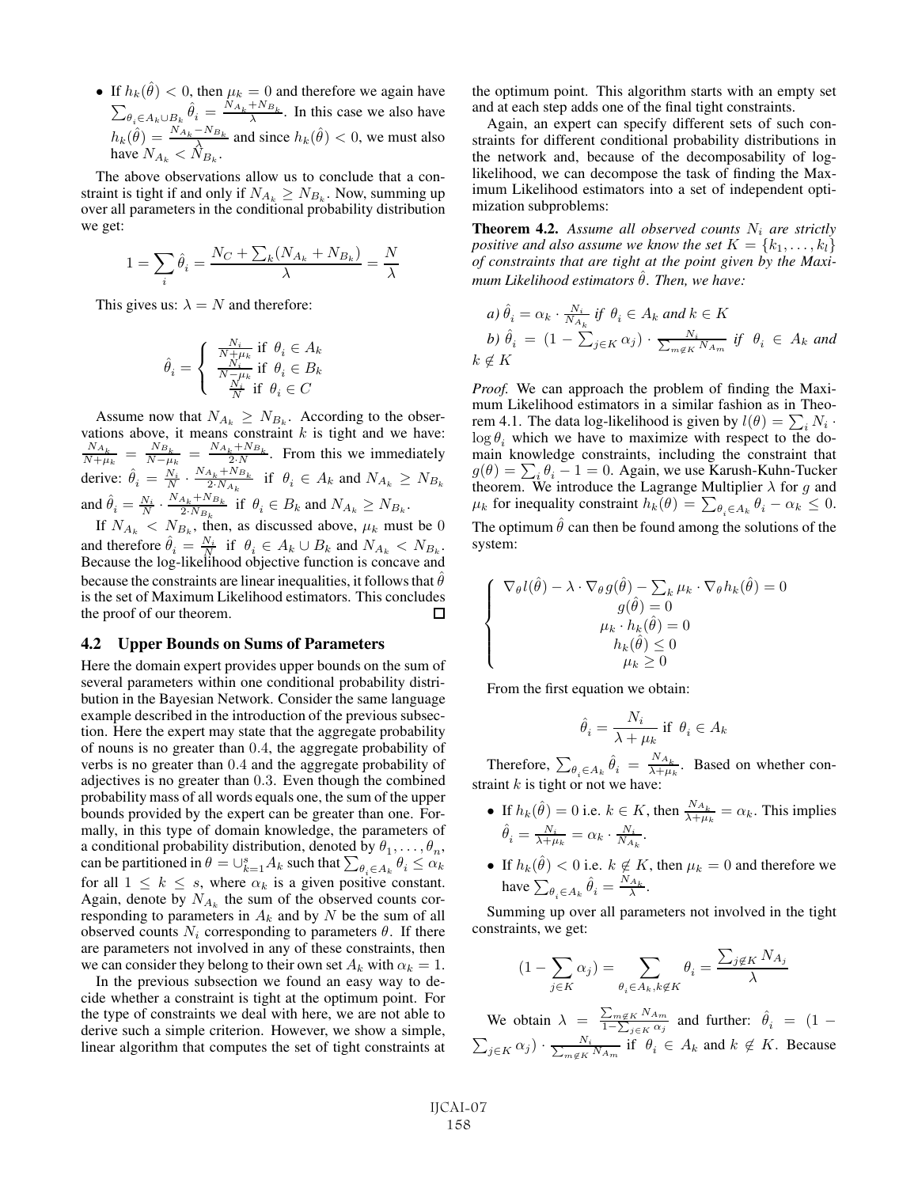- If $h_k(\hat{\theta}) < 0$, then $\mu_k = 0$ and therefore we again have $\sum_{\theta_i \in A_k \cup B_k} \hat{\theta}_i = \frac{N_{A_k} + N_{B_k}}{\lambda}$. In this case we also have $h_k(\hat{\theta}) = \frac{N_{A_k} - N_{B_k}}{\lambda}$ and since $h_k(\hat{\theta}) < 0$, we must also have $N_{A_k} < N_{B_k}$.

The above observations allow us to conclude that a constraint is tight if and only if $N_{A_k} \geq N_{B_k}$. Now, summing up over all parameters in the conditional probability distribution we get:

$$1 = \sum_i \hat{\theta}_i = \frac{N_C + \sum_k (N_{A_k} + N_{B_k})}{\lambda} = \frac{N}{\lambda}$$

This gives us: $\lambda = N$ and therefore:

$$\hat{\theta}_i = \begin{cases} \frac{N_i}{N + \mu_k} \text{ if } \theta_i \in A_k \\ \frac{N_i}{N - \mu_k} \text{ if } \theta_i \in B_k \\ \frac{N_i}{N} \text{ if } \theta_i \in C \end{cases}$$

Assume now that $N_{A_k} \geq N_{B_k}$. According to the observations above, it means constraint $k$ is tight and we have: $\frac{N_{A_k}}{N + \mu_k} = \frac{N_{B_k}}{N - \mu_k} = \frac{N_{A_k} + N_{B_k}}{2 \cdot N}$. From this we immediately derive: $\hat{\theta}_i = \frac{N_i}{N} \cdot \frac{N_{A_k} + N_{B_k}}{2 \cdot N_{A_k}}$ if $\theta_i \in A_k$ and $N_{A_k} \geq N_{B_k}$ and $\hat{\theta}_i = \frac{N_i}{N} \cdot \frac{N_{A_k} + N_{B_k}}{2 \cdot N_{B_k}}$ if $\theta_i \in B_k$ and $N_{A_k} \geq N_{B_k}$.

If $N_{A_k} < N_{B_k}$, then, as discussed above, $\mu_k$ must be $0$ and therefore $\hat{\theta}_i = \frac{N_i}{N}$ if $\theta_i \in A_k \cup B_k$ and $N_{A_k} < N_{B_k}$. Because the log-likelihood objective function is concave and because the constraints are linear inequalities, it follows that $\hat{\theta}$ is the set of Maximum Likelihood estimators. This concludes the proof of our theorem. □

## 4.2 Upper Bounds on Sums of Parameters

Here the domain expert provides upper bounds on the sum of several parameters within one conditional probability distribution in the Bayesian Network. Consider the same language example described in the introduction of the previous subsection. Here the expert may state that the aggregate probability of nouns is no greater than $0.4$, the aggregate probability of verbs is no greater than $0.4$ and the aggregate probability of adjectives is no greater than $0.3$. Even though the combined probability mass of all words equals one, the sum of the upper bounds provided by the expert can be greater than one. Formally, in this type of domain knowledge, the parameters of a conditional probability distribution, denoted by $\theta_1, \ldots, \theta_n$, can be partitioned in $\theta = \cup_{k=1}^{s} A_k$ such that $\sum_{\theta_i \in A_k} \theta_i \leq \alpha_k$ for all $1 \leq k \leq s$, where $\alpha_k$ is a given positive constant. Again, denote by $N_{A_k}$ the sum of the observed counts corresponding to parameters in $A_k$ and by $N$ be the sum of all observed counts $N_i$ corresponding to parameters $\theta$. If there are parameters not involved in any of these constraints, then we can consider they belong to their own set $A_k$ with $\alpha_k = 1$.

In the previous subsection we found an easy way to decide whether a constraint is tight at the optimum point. For the type of constraints we deal with here, we are not able to derive such a simple criterion. However, we show a simple, linear algorithm that computes the set of tight constraints at the optimum point. This algorithm starts with an empty set and at each step adds one of the final tight constraints.

Again, an expert can specify different sets of such constraints for different conditional probability distributions in the network and, because of the decomposability of log-likelihood, we can decompose the task of finding the Maximum Likelihood estimators into a set of independent optimization subproblems:

**Theorem 4.2.** *Assume all observed counts $N_i$ are strictly positive and also assume we know the set $K = \{k_1, \ldots, k_l\}$ of constraints that are tight at the point given by the Maximum Likelihood estimators $\hat{\theta}$. Then, we have:*

*a)* $\hat{\theta}_i = \alpha_k \cdot \frac{N_i}{N_{A_k}}$ *if* $\theta_i \in A_k$ *and* $k \in K$

*b)* $\hat{\theta}_i = (1 - \sum_{j \in K} \alpha_j) \cdot \frac{N_i}{\sum_{m \notin K} N_{A_m}}$ *if* $\theta_i \in A_k$ *and* $k \notin K$

*Proof.* We can approach the problem of finding the Maximum Likelihood estimators in a similar fashion as in Theorem 4.1. The data log-likelihood is given by $l(\theta) = \sum_i N_i \cdot \log \theta_i$ which we have to maximize with respect to the domain knowledge constraints, including the constraint that $g(\theta) = \sum_i \theta_i - 1 = 0$. Again, we use Karush-Kuhn-Tucker theorem. We introduce the Lagrange Multiplier $\lambda$ for $g$ and $\mu_k$ for inequality constraint $h_k(\theta) = \sum_{\theta_i \in A_k} \theta_i - \alpha_k \leq 0$. The optimum $\hat{\theta}$ can then be found among the solutions of the system:

$$\begin{cases} \nabla_\theta l(\hat{\theta}) - \lambda \cdot \nabla_\theta g(\hat{\theta}) - \sum_k \mu_k \cdot \nabla_\theta h_k(\hat{\theta}) = 0 \\ g(\hat{\theta}) = 0 \\ \mu_k \cdot h_k(\hat{\theta}) = 0 \\ h_k(\hat{\theta}) \leq 0 \\ \mu_k \geq 0 \end{cases}$$

From the first equation we obtain:

$$\hat{\theta}_i = \frac{N_i}{\lambda + \mu_k} \text{ if } \theta_i \in A_k$$

Therefore, $\sum_{\theta_i \in A_k} \hat{\theta}_i = \frac{N_{A_k}}{\lambda + \mu_k}$. Based on whether constraint $k$ is tight or not we have:

- If $h_k(\hat{\theta}) = 0$ i.e. $k \in K$, then $\frac{N_{A_k}}{\lambda + \mu_k} = \alpha_k$. This implies $\hat{\theta}_i = \frac{N_i}{\lambda + \mu_k} = \alpha_k \cdot \frac{N_i}{N_{A_k}}$.
- If $h_k(\hat{\theta}) < 0$ i.e. $k \notin K$, then $\mu_k = 0$ and therefore we have $\sum_{\theta_i \in A_k} \hat{\theta}_i = \frac{N_{A_k}}{\lambda}$.

Summing up over all parameters not involved in the tight constraints, we get:

$$(1 - \sum_{j \in K} \alpha_j) = \sum_{\theta_i \in A_k, k \notin K} \theta_i = \frac{\sum_{j \notin K} N_{A_j}}{\lambda}$$

We obtain $\lambda = \frac{\sum_{m \notin K} N_{A_m}}{1 - \sum_{j \in K} \alpha_j}$ and further: $\hat{\theta}_i = (1 - \sum_{j \in K} \alpha_j) \cdot \frac{N_i}{\sum_{m \notin K} N_{A_m}}$ if $\theta_i \in A_k$ and $k \notin K$. Because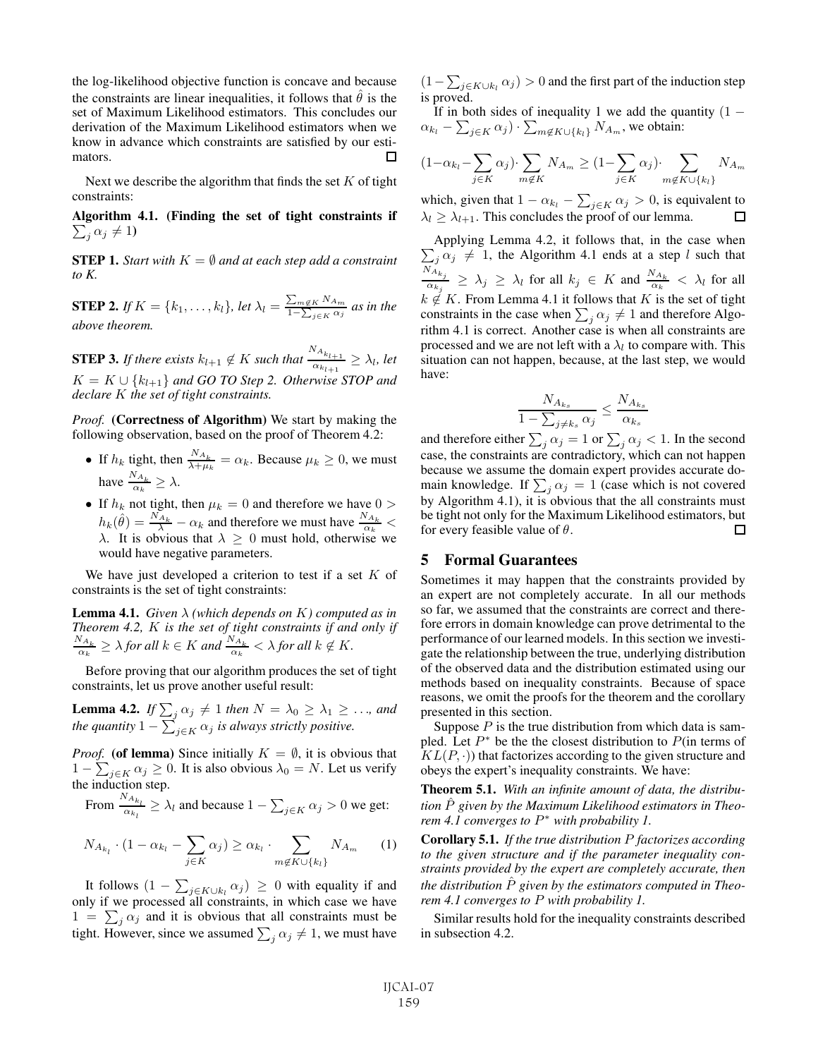the log-likelihood objective function is concave and because the constraints are linear inequalities, it follows that $\hat{\theta}$ is the set of Maximum Likelihood estimators. This concludes our derivation of the Maximum Likelihood estimators when we know in advance which constraints are satisfied by our estimators. $\square$

Next we describe the algorithm that finds the set $K$ of tight constraints:

**Algorithm 4.1. (Finding the set of tight constraints if $\sum_j \alpha_j \neq 1$)**

**STEP 1.** *Start with $K = \emptyset$ and at each step add a constraint to K.*

**STEP 2.** *If $K = \{k_1, \ldots, k_l\}$, let $\lambda_l = \frac{\sum_{m \notin K} N_{A_m}}{1 - \sum_{j \in K} \alpha_j}$ as in the above theorem.*

**STEP 3.** *If there exists $k_{l+1} \notin K$ such that $\frac{N_{A_{k_{l+1}}}}{\alpha_{k_{l+1}}} \geq \lambda_l$, let $K = K \cup \{k_{l+1}\}$ and GO TO Step 2. Otherwise STOP and declare $K$ the set of tight constraints.*

*Proof.* **(Correctness of Algorithm)** We start by making the following observation, based on the proof of Theorem 4.2:

- If $h_k$ tight, then $\frac{N_{A_k}}{\lambda + \mu_k} = \alpha_k$. Because $\mu_k \geq 0$, we must have $\frac{N_{A_k}}{\alpha_k} \geq \lambda$.
- If $h_k$ not tight, then $\mu_k = 0$ and therefore we have $0 > h_k(\hat{\theta}) = \frac{N_{A_k}}{\lambda} - \alpha_k$ and therefore we must have $\frac{N_{A_k}}{\alpha_k} < \lambda$. It is obvious that $\lambda \geq 0$ must hold, otherwise we would have negative parameters.

We have just developed a criterion to test if a set $K$ of constraints is the set of tight constraints:

**Lemma 4.1.** *Given $\lambda$ (which depends on $K$) computed as in Theorem 4.2, $K$ is the set of tight constraints if and only if $\frac{N_{A_k}}{\alpha_k} \geq \lambda$ for all $k \in K$ and $\frac{N_{A_k}}{\alpha_k} < \lambda$ for all $k \notin K$.*

Before proving that our algorithm produces the set of tight constraints, let us prove another useful result:

**Lemma 4.2.** *If $\sum_j \alpha_j \neq 1$ then $N = \lambda_0 \geq \lambda_1 \geq \ldots$, and the quantity $1 - \sum_{j \in K} \alpha_j$ is always strictly positive.*

*Proof.* **(of lemma)** Since initially $K = \emptyset$, it is obvious that $1 - \sum_{j \in K} \alpha_j \geq 0$. It is also obvious $\lambda_0 = N$. Let us verify the induction step.

From $\frac{N_{A_{k_l}}}{\alpha_{k_l}} \geq \lambda_l$ and because $1 - \sum_{j \in K} \alpha_j > 0$ we get:

$$N_{A_{k_l}} \cdot (1 - \alpha_{k_l} - \sum_{j \in K} \alpha_j) \geq \alpha_{k_l} \cdot \sum_{m \notin K \cup \{k_l\}} N_{A_m} \qquad (1)$$

It follows $(1 - \sum_{j \in K \cup k_l} \alpha_j) \geq 0$ with equality if and only if we processed all constraints, in which case we have $1 = \sum_j \alpha_j$ and it is obvious that all constraints must be tight. However, since we assumed $\sum_j \alpha_j \neq 1$, we must have $(1 - \sum_{j \in K \cup k_l} \alpha_j) > 0$ and the first part of the induction step is proved.

If in both sides of inequality 1 we add the quantity $(1 - \alpha_{k_l} - \sum_{j \in K} \alpha_j) \cdot \sum_{m \notin K \cup \{k_l\}} N_{A_m}$, we obtain:

$$(1 - \alpha_{k_l} - \sum_{j \in K} \alpha_j) \cdot \sum_{m \notin K} N_{A_m} \geq (1 - \sum_{j \in K} \alpha_j) \cdot \sum_{m \notin K \cup \{k_l\}} N_{A_m}$$

which, given that $1 - \alpha_{k_l} - \sum_{j \in K} \alpha_j > 0$, is equivalent to $\lambda_l \geq \lambda_{l+1}$. This concludes the proof of our lemma. $\square$

Applying Lemma 4.2, it follows that, in the case when $\sum_j \alpha_j \neq 1$, the Algorithm 4.1 ends at a step $l$ such that $\frac{N_{A_{k_j}}}{\alpha_{k_j}} \geq \lambda_j \geq \lambda_l$ for all $k_j \in K$ and $\frac{N_{A_k}}{\alpha_k} < \lambda_l$ for all $k \notin K$. From Lemma 4.1 it follows that $K$ is the set of tight constraints in the case when $\sum_j \alpha_j \neq 1$ and therefore Algorithm 4.1 is correct. Another case is when all constraints are processed and we are not left with a $\lambda_l$ to compare with. This situation can not happen, because, at the last step, we would have:

$$\frac{N_{A_{k_s}}}{1 - \sum_{j \neq k_s} \alpha_j} \leq \frac{N_{A_{k_s}}}{\alpha_{k_s}}$$

and therefore either $\sum_j \alpha_j = 1$ or $\sum_j \alpha_j < 1$. In the second case, the constraints are contradictory, which can not happen because we assume the domain expert provides accurate domain knowledge. If $\sum_j \alpha_j = 1$ (case which is not covered by Algorithm 4.1), it is obvious that the all constraints must be tight not only for the Maximum Likelihood estimators, but for every feasible value of $\theta$. $\square$

## 5 Formal Guarantees

Sometimes it may happen that the constraints provided by an expert are not completely accurate. In all our methods so far, we assumed that the constraints are correct and therefore errors in domain knowledge can prove detrimental to the performance of our learned models. In this section we investigate the relationship between the true, underlying distribution of the observed data and the distribution estimated using our methods based on inequality constraints. Because of space reasons, we omit the proofs for the theorem and the corollary presented in this section.

Suppose $P$ is the true distribution from which data is sampled. Let $P^*$ be the the closest distribution to $P$(in terms of $KL(P, \cdot)$) that factorizes according to the given structure and obeys the expert's inequality constraints. We have:

**Theorem 5.1.** *With an infinite amount of data, the distribution $\hat{P}$ given by the Maximum Likelihood estimators in Theorem 4.1 converges to $P^*$ with probability 1.*

**Corollary 5.1.** *If the true distribution $P$ factorizes according to the given structure and if the parameter inequality constraints provided by the expert are completely accurate, then the distribution $\hat{P}$ given by the estimators computed in Theorem 4.1 converges to $P$ with probability 1.*

Similar results hold for the inequality constraints described in subsection 4.2.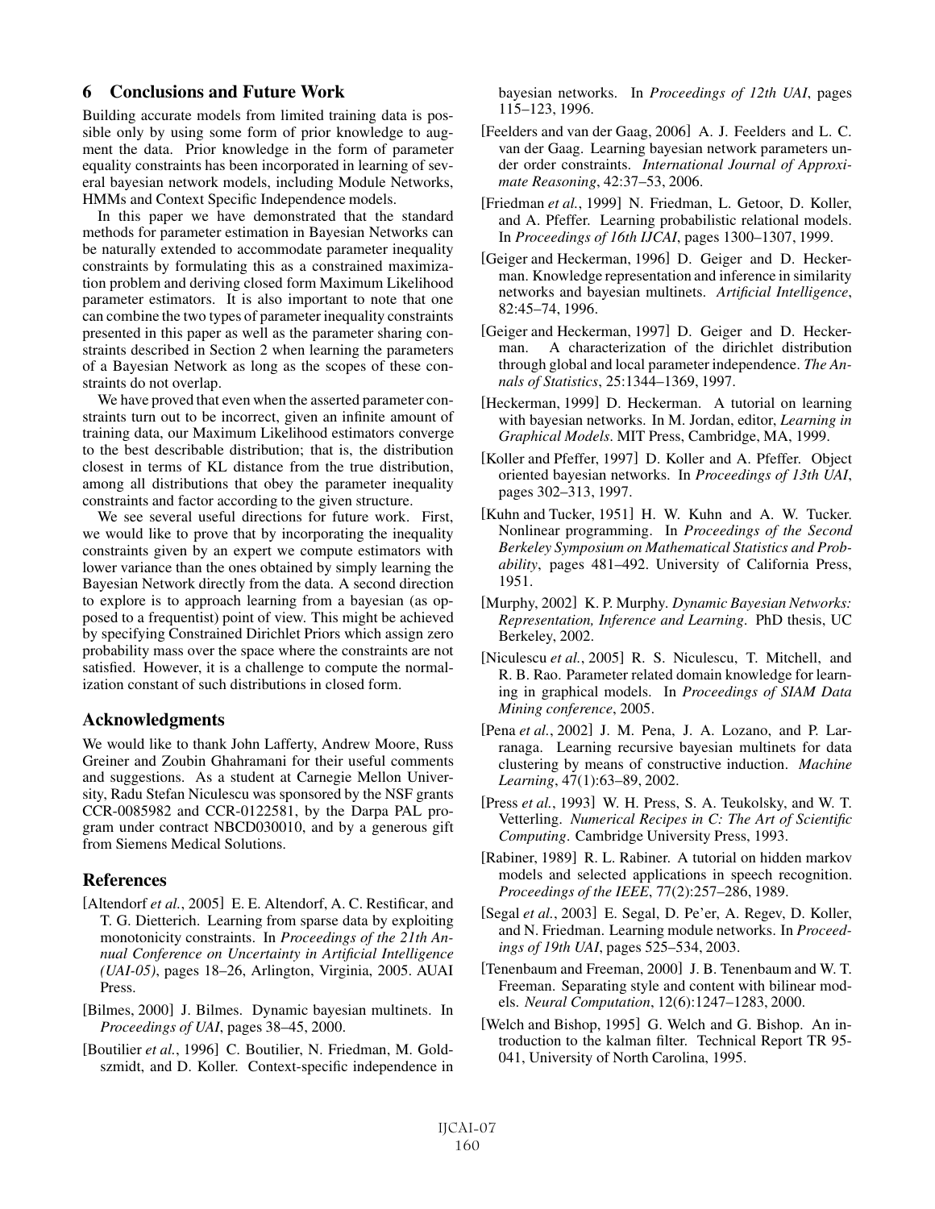## 6 Conclusions and Future Work

Building accurate models from limited training data is possible only by using some form of prior knowledge to augment the data. Prior knowledge in the form of parameter equality constraints has been incorporated in learning of several bayesian network models, including Module Networks, HMMs and Context Specific Independence models.

In this paper we have demonstrated that the standard methods for parameter estimation in Bayesian Networks can be naturally extended to accommodate parameter inequality constraints by formulating this as a constrained maximization problem and deriving closed form Maximum Likelihood parameter estimators. It is also important to note that one can combine the two types of parameter inequality constraints presented in this paper as well as the parameter sharing constraints described in Section 2 when learning the parameters of a Bayesian Network as long as the scopes of these constraints do not overlap.

We have proved that even when the asserted parameter constraints turn out to be incorrect, given an infinite amount of training data, our Maximum Likelihood estimators converge to the best describable distribution; that is, the distribution closest in terms of KL distance from the true distribution, among all distributions that obey the parameter inequality constraints and factor according to the given structure.

We see several useful directions for future work. First, we would like to prove that by incorporating the inequality constraints given by an expert we compute estimators with lower variance than the ones obtained by simply learning the Bayesian Network directly from the data. A second direction to explore is to approach learning from a bayesian (as opposed to a frequentist) point of view. This might be achieved by specifying Constrained Dirichlet Priors which assign zero probability mass over the space where the constraints are not satisfied. However, it is a challenge to compute the normalization constant of such distributions in closed form.

## Acknowledgments

We would like to thank John Lafferty, Andrew Moore, Russ Greiner and Zoubin Ghahramani for their useful comments and suggestions. As a student at Carnegie Mellon University, Radu Stefan Niculescu was sponsored by the NSF grants CCR-0085982 and CCR-0122581, by the Darpa PAL program under contract NBCD030010, and by a generous gift from Siemens Medical Solutions.

## References

[Altendorf *et al.*, 2005] E. E. Altendorf, A. C. Restificar, and T. G. Dietterich. Learning from sparse data by exploiting monotonicity constraints. In *Proceedings of the 21th Annual Conference on Uncertainty in Artificial Intelligence (UAI-05)*, pages 18–26, Arlington, Virginia, 2005. AUAI Press.

[Bilmes, 2000] J. Bilmes. Dynamic bayesian multinets. In *Proceedings of UAI*, pages 38–45, 2000.

[Boutilier *et al.*, 1996] C. Boutilier, N. Friedman, M. Goldszmidt, and D. Koller. Context-specific independence in bayesian networks. In *Proceedings of 12th UAI*, pages 115–123, 1996.

[Feelders and van der Gaag, 2006] A. J. Feelders and L. C. van der Gaag. Learning bayesian network parameters under order constraints. *International Journal of Approximate Reasoning*, 42:37–53, 2006.

[Friedman *et al.*, 1999] N. Friedman, L. Getoor, D. Koller, and A. Pfeffer. Learning probabilistic relational models. In *Proceedings of 16th IJCAI*, pages 1300–1307, 1999.

[Geiger and Heckerman, 1996] D. Geiger and D. Heckerman. Knowledge representation and inference in similarity networks and bayesian multinets. *Artificial Intelligence*, 82:45–74, 1996.

[Geiger and Heckerman, 1997] D. Geiger and D. Heckerman. A characterization of the dirichlet distribution through global and local parameter independence. *The Annals of Statistics*, 25:1344–1369, 1997.

[Heckerman, 1999] D. Heckerman. A tutorial on learning with bayesian networks. In M. Jordan, editor, *Learning in Graphical Models*. MIT Press, Cambridge, MA, 1999.

[Koller and Pfeffer, 1997] D. Koller and A. Pfeffer. Object oriented bayesian networks. In *Proceedings of 13th UAI*, pages 302–313, 1997.

[Kuhn and Tucker, 1951] H. W. Kuhn and A. W. Tucker. Nonlinear programming. In *Proceedings of the Second Berkeley Symposium on Mathematical Statistics and Probability*, pages 481–492. University of California Press, 1951.

[Murphy, 2002] K. P. Murphy. *Dynamic Bayesian Networks: Representation, Inference and Learning*. PhD thesis, UC Berkeley, 2002.

[Niculescu *et al.*, 2005] R. S. Niculescu, T. Mitchell, and R. B. Rao. Parameter related domain knowledge for learning in graphical models. In *Proceedings of SIAM Data Mining conference*, 2005.

[Pena *et al.*, 2002] J. M. Pena, J. A. Lozano, and P. Larranaga. Learning recursive bayesian multinets for data clustering by means of constructive induction. *Machine Learning*, 47(1):63–89, 2002.

[Press *et al.*, 1993] W. H. Press, S. A. Teukolsky, and W. T. Vetterling. *Numerical Recipes in C: The Art of Scientific Computing*. Cambridge University Press, 1993.

[Rabiner, 1989] R. L. Rabiner. A tutorial on hidden markov models and selected applications in speech recognition. *Proceedings of the IEEE*, 77(2):257–286, 1989.

[Segal *et al.*, 2003] E. Segal, D. Pe'er, A. Regev, D. Koller, and N. Friedman. Learning module networks. In *Proceedings of 19th UAI*, pages 525–534, 2003.

[Tenenbaum and Freeman, 2000] J. B. Tenenbaum and W. T. Freeman. Separating style and content with bilinear models. *Neural Computation*, 12(6):1247–1283, 2000.

[Welch and Bishop, 1995] G. Welch and G. Bishop. An introduction to the kalman filter. Technical Report TR 95-041, University of North Carolina, 1995.